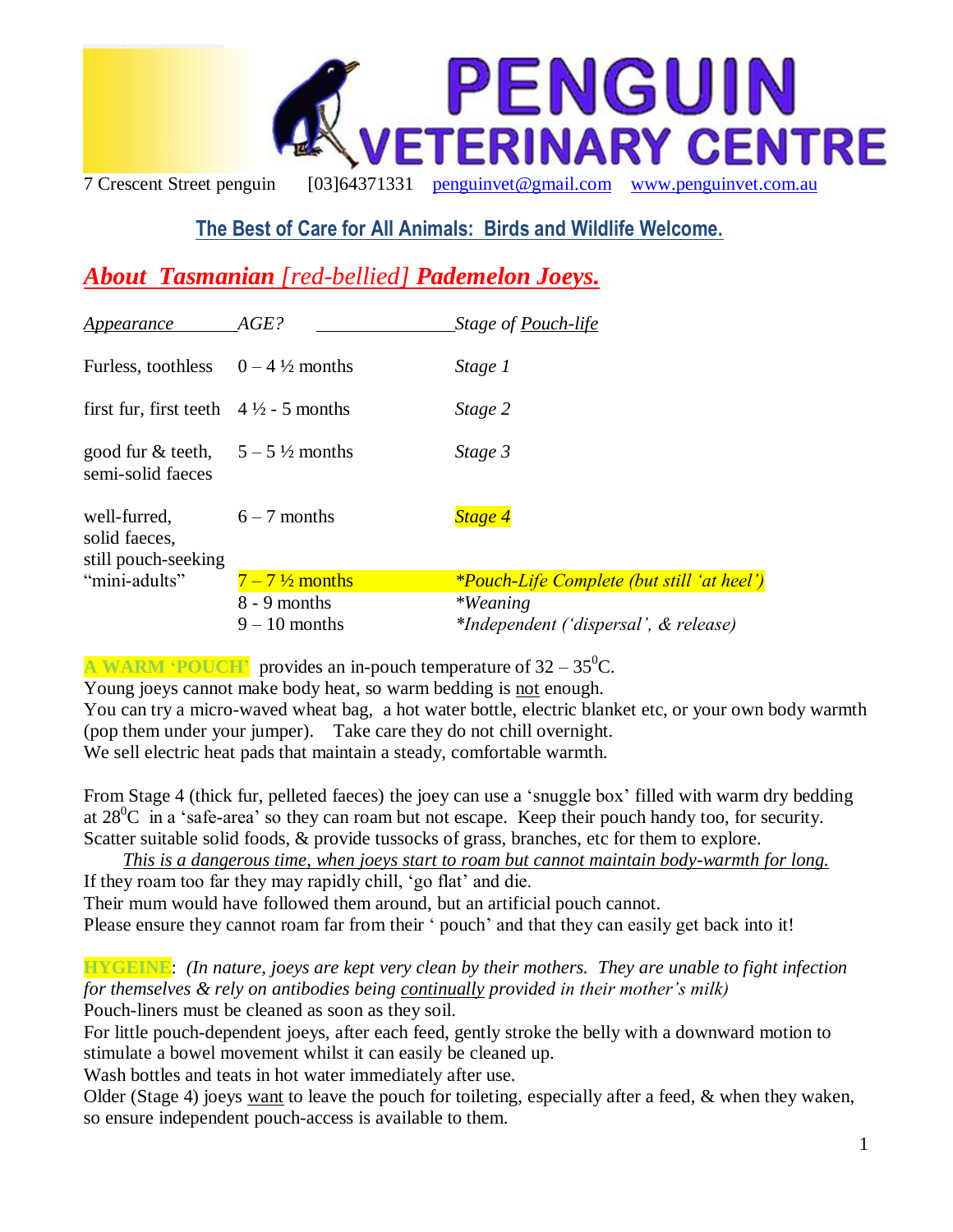# PENGUIN VETERINARY CENTRE

7 Crescent Street penguin [03]64371331 penguinvet@gmail.com www.penguinvet.com.au

## The Best of Care for All Animals: Birds and Wildlife Welcome.

## *About Tasmanian [red-bellied] Pademelon Joeys.*

| *Appearance* | *AGE?* | *Stage of Pouch-life* |
|---|---|---|
| Furless, toothless | 0 – 4 ½ months | *Stage 1* |
| first fur, first teeth | 4 ½ - 5 months | *Stage 2* |
| good fur & teeth, semi-solid faeces | 5 – 5 ½ months | *Stage 3* |
| well-furred, solid faeces, still pouch-seeking | 6 – 7 months | *Stage 4* |
| "mini-adults" | 7 – 7 ½ months | *Pouch-Life Complete (but still 'at heel')* |
| | 8 - 9 months | *Weaning* |
| | 9 – 10 months | *Independent ('dispersal', & release)* |

**A WARM 'POUCH'** provides an in-pouch temperature of 32 – 35$^0$C.
Young joeys cannot make body heat, so warm bedding is not enough.
You can try a micro-waved wheat bag, a hot water bottle, electric blanket etc, or your own body warmth (pop them under your jumper). Take care they do not chill overnight.
We sell electric heat pads that maintain a steady, comfortable warmth.

From Stage 4 (thick fur, pelleted faeces) the joey can use a 'snuggle box' filled with warm dry bedding at 28$^0$C in a 'safe-area' so they can roam but not escape. Keep their pouch handy too, for security. Scatter suitable solid foods, & provide tussocks of grass, branches, etc for them to explore.

*This is a dangerous time, when joeys start to roam but cannot maintain body-warmth for long.*
If they roam too far they may rapidly chill, 'go flat' and die.
Their mum would have followed them around, but an artificial pouch cannot.
Please ensure they cannot roam far from their ' pouch' and that they can easily get back into it!

**HYGEINE**: *(In nature, joeys are kept very clean by their mothers. They are unable to fight infection for themselves & rely on antibodies being continually provided in their mother's milk)*
Pouch-liners must be cleaned as soon as they soil.
For little pouch-dependent joeys, after each feed, gently stroke the belly with a downward motion to stimulate a bowel movement whilst it can easily be cleaned up.
Wash bottles and teats in hot water immediately after use.
Older (Stage 4) joeys want to leave the pouch for toileting, especially after a feed, & when they waken, so ensure independent pouch-access is available to them.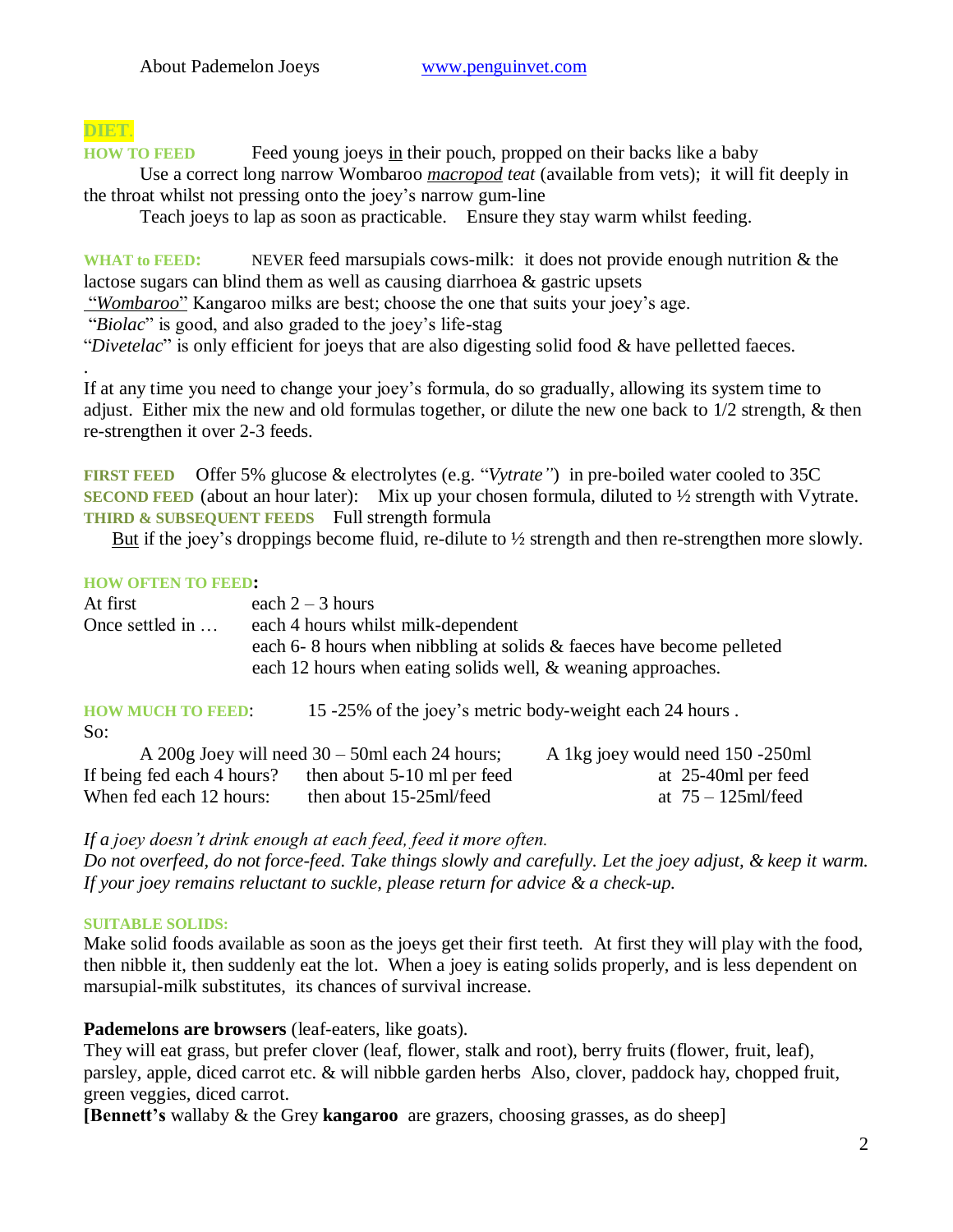## DIET.

**HOW TO FEED** Feed young joeys in their pouch, propped on their backs like a baby

Use a correct long narrow Wombaroo *macropod teat* (available from vets); it will fit deeply in the throat whilst not pressing onto the joey's narrow gum-line

Teach joeys to lap as soon as practicable. Ensure they stay warm whilst feeding.

**WHAT to FEED:** NEVER feed marsupials cows-milk: it does not provide enough nutrition & the lactose sugars can blind them as well as causing diarrhoea & gastric upsets

"*Wombaroo*" Kangaroo milks are best; choose the one that suits your joey's age.

"*Biolac*" is good, and also graded to the joey's life-stag

"*Divetelac*" is only efficient for joeys that are also digesting solid food & have pelletted faeces.

.

If at any time you need to change your joey's formula, do so gradually, allowing its system time to adjust. Either mix the new and old formulas together, or dilute the new one back to 1/2 strength, & then re-strengthen it over 2-3 feeds.

**FIRST FEED** Offer 5% glucose & electrolytes (e.g. "*Vytrate"*) in pre-boiled water cooled to 35C

**SECOND FEED** (about an hour later): Mix up your chosen formula, diluted to ½ strength with Vytrate.

**THIRD & SUBSEQUENT FEEDS** Full strength formula

But if the joey's droppings become fluid, re-dilute to ½ strength and then re-strengthen more slowly.

**HOW OFTEN TO FEED:**

| | |
|---|---|
| At first | each 2 – 3 hours |
| Once settled in … | each 4 hours whilst milk-dependent |
| | each 6- 8 hours when nibbling at solids & faeces have become pelleted |
| | each 12 hours when eating solids well, & weaning approaches. |

**HOW MUCH TO FEED:** 15 -25% of the joey's metric body-weight each 24 hours .

So:

| | A 200g Joey will need 30 – 50ml each 24 hours; | A 1kg joey would need 150 -250ml |
|---|---|---|
| If being fed each 4 hours? | then about 5-10 ml per feed | at 25-40ml per feed |
| When fed each 12 hours: | then about 15-25ml/feed | at 75 – 125ml/feed |

*If a joey doesn't drink enough at each feed, feed it more often.*
*Do not overfeed, do not force-feed. Take things slowly and carefully. Let the joey adjust, & keep it warm.*
*If your joey remains reluctant to suckle, please return for advice & a check-up.*

**SUITABLE SOLIDS:**

Make solid foods available as soon as the joeys get their first teeth. At first they will play with the food, then nibble it, then suddenly eat the lot. When a joey is eating solids properly, and is less dependent on marsupial-milk substitutes, its chances of survival increase.

**Pademelons are browsers** (leaf-eaters, like goats).

They will eat grass, but prefer clover (leaf, flower, stalk and root), berry fruits (flower, fruit, leaf), parsley, apple, diced carrot etc. & will nibble garden herbs Also, clover, paddock hay, chopped fruit, green veggies, diced carrot.

**[Bennett's** wallaby & the Grey **kangaroo** are grazers, choosing grasses, as do sheep]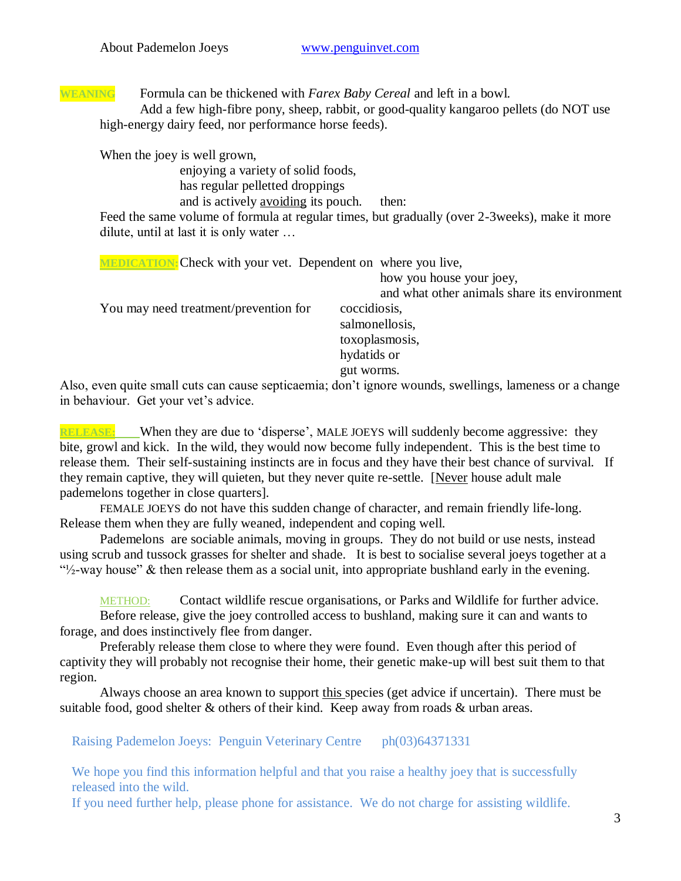About Pademelon Joeys www.penguinvet.com

**WEANING** Formula can be thickened with *Farex Baby Cereal* and left in a bowl.

Add a few high-fibre pony, sheep, rabbit, or good-quality kangaroo pellets (do NOT use high-energy dairy feed, nor performance horse feeds).

When the joey is well grown,
enjoying a variety of solid foods,
has regular pelletted droppings
and is actively avoiding its pouch. then:

Feed the same volume of formula at regular times, but gradually (over 2-3weeks), make it more dilute, until at last it is only water …

**MEDICATION:** Check with your vet. Dependent on where you live,
how you house your joey,
and what other animals share its environment

You may need treatment/prevention for
- coccidiosis,
- salmonellosis,
- toxoplasmosis,
- hydatids or
- gut worms.

Also, even quite small cuts can cause septicaemia; don't ignore wounds, swellings, lameness or a change in behaviour. Get your vet's advice.

**RELEASE:** When they are due to 'disperse', MALE JOEYS will suddenly become aggressive: they bite, growl and kick. In the wild, they would now become fully independent. This is the best time to release them. Their self-sustaining instincts are in focus and they have their best chance of survival. If they remain captive, they will quieten, but they never quite re-settle. [Never house adult male pademelons together in close quarters].

FEMALE JOEYS do not have this sudden change of character, and remain friendly life-long. Release them when they are fully weaned, independent and coping well.

Pademelons are sociable animals, moving in groups. They do not build or use nests, instead using scrub and tussock grasses for shelter and shade. It is best to socialise several joeys together at a "½-way house" & then release them as a social unit, into appropriate bushland early in the evening.

METHOD: Contact wildlife rescue organisations, or Parks and Wildlife for further advice.

Before release, give the joey controlled access to bushland, making sure it can and wants to forage, and does instinctively flee from danger.

Preferably release them close to where they were found. Even though after this period of captivity they will probably not recognise their home, their genetic make-up will best suit them to that region.

Always choose an area known to support this species (get advice if uncertain). There must be suitable food, good shelter & others of their kind. Keep away from roads & urban areas.

Raising Pademelon Joeys: Penguin Veterinary Centre ph(03)64371331

We hope you find this information helpful and that you raise a healthy joey that is successfully released into the wild.
If you need further help, please phone for assistance. We do not charge for assisting wildlife.